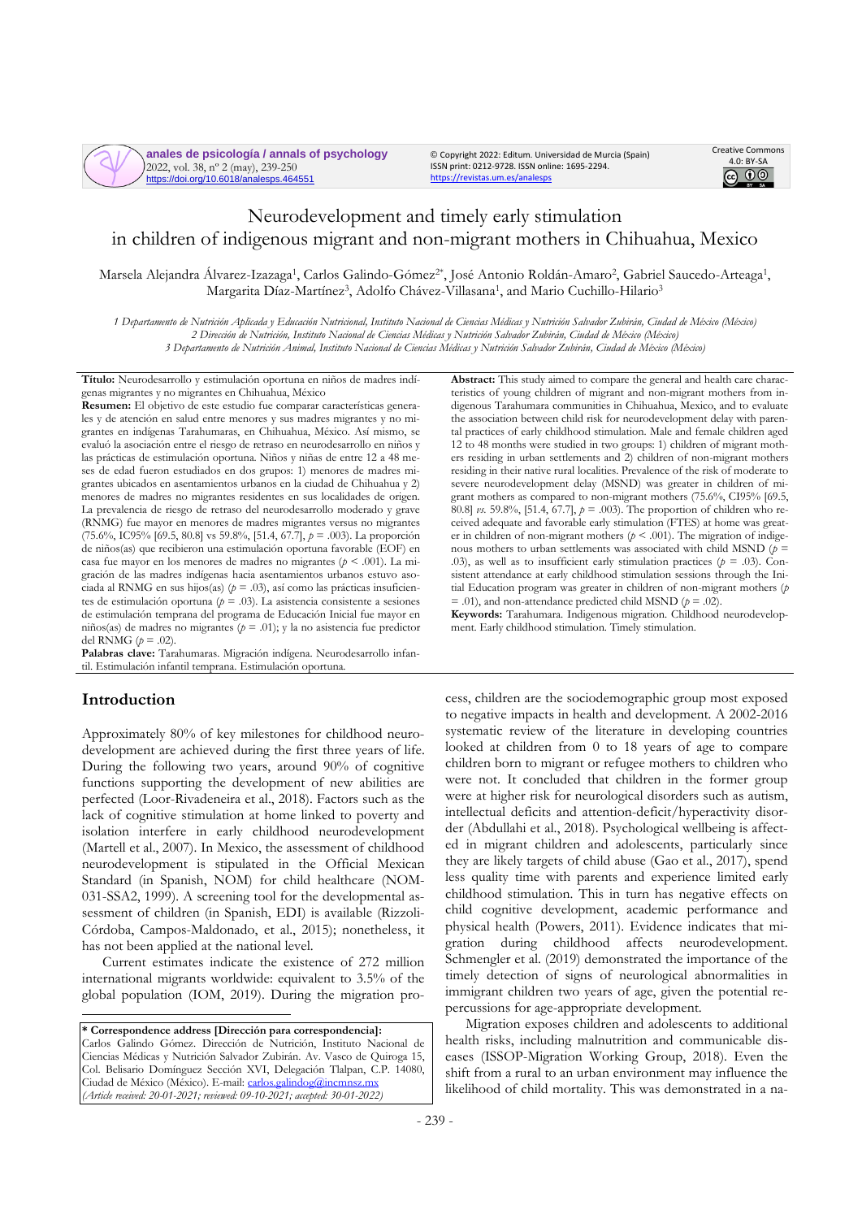# Neurodevelopment and timely early stimulation in children of indigenous migrant and non-migrant mothers in Chihuahua, Mexico

Marsela Alejandra Álvarez-Izazaga[1], Carlos Galindo-Gómez[2*], José Antonio Roldán-Amaro[2], Gabriel Saucedo-Arteaga[1], Margarita Díaz-Martínez[3], Adolfo Chávez-Villasana[1], and Mario Cuchillo-Hilario[3]

*1 Departamento de Nutrición Aplicada y Educación Nutricional, Instituto Nacional de Ciencias Médicas y Nutrición Salvador Zubirán, Ciudad de México (México)*
*2 Dirección de Nutrición, Instituto Nacional de Ciencias Médicas y Nutrición Salvador Zubirán, Ciudad de México (México)*
*3 Departamento de Nutrición Animal, Instituto Nacional de Ciencias Médicas y Nutrición Salvador Zubirán, Ciudad de México (México)*

**Título:** Neurodesarrollo y estimulación oportuna en niños de madres indígenas migrantes y no migrantes en Chihuahua, México

**Resumen:** El objetivo de este estudio fue comparar características generales y de atención en salud entre menores y sus madres migrantes y no migrantes en indígenas Tarahumaras, en Chihuahua, México. Así mismo, se evaluó la asociación entre el riesgo de retraso en neurodesarrollo en niños y las prácticas de estimulación oportuna. Niños y niñas de entre 12 a 48 meses de edad fueron estudiados en dos grupos: 1) menores de madres migrantes ubicados en asentamientos urbanos en la ciudad de Chihuahua y 2) menores de madres no migrantes residentes en sus localidades de origen. La prevalencia de riesgo de retraso del neurodesarrollo moderado y grave (RNMG) fue mayor en menores de madres migrantes versus no migrantes (75.6%, IC95% [69.5, 80.8] vs 59.8%, [51.4, 67.7], *p* = .003). La proporción de niños(as) que recibieron una estimulación oportuna favorable (EOF) en casa fue mayor en los menores de madres no migrantes (*p* < .001). La migración de las madres indígenas hacia asentamientos urbanos estuvo asociada al RNMG en sus hijos(as) (*p* = .03), así como las prácticas insuficientes de estimulación oportuna (*p* = .03). La asistencia consistente a sesiones de estimulación temprana del programa de Educación Inicial fue mayor en niños(as) de madres no migrantes (*p* = .01); y la no asistencia fue predictor del RNMG (*p* = .02).

**Palabras clave:** Tarahumaras. Migración indígena. Neurodesarrollo infantil. Estimulación infantil temprana. Estimulación oportuna.

**Abstract:** This study aimed to compare the general and health care characteristics of young children of migrant and non-migrant mothers from indigenous Tarahumara communities in Chihuahua, Mexico, and to evaluate the association between child risk for neurodevelopment delay with parental practices of early childhood stimulation. Male and female children aged 12 to 48 months were studied in two groups: 1) children of migrant mothers residing in urban settlements and 2) children of non-migrant mothers residing in their native rural localities. Prevalence of the risk of moderate to severe neurodevelopment delay (MSND) was greater in children of migrant mothers as compared to non-migrant mothers (75.6%, CI95% [69.5, 80.8] *vs.* 59.8%, [51.4, 67.7], *p* = .003). The proportion of children who received adequate and favorable early stimulation (FTES) at home was greater in children of non-migrant mothers (*p* < .001). The migration of indigenous mothers to urban settlements was associated with child MSND (*p* = .03), as well as to insufficient early stimulation practices (*p* = .03). Consistent attendance at early childhood stimulation sessions through the Initial Education program was greater in children of non-migrant mothers (*p* = .01), and non-attendance predicted child MSND (*p* = .02).

**Keywords:** Tarahumara. Indigenous migration. Childhood neurodevelopment. Early childhood stimulation. Timely stimulation.

## Introduction

Approximately 80% of key milestones for childhood neurodevelopment are achieved during the first three years of life. During the following two years, around 90% of cognitive functions supporting the development of new abilities are perfected (Loor-Rivadeneira et al., 2018). Factors such as the lack of cognitive stimulation at home linked to poverty and isolation interfere in early childhood neurodevelopment (Martell et al., 2007). In Mexico, the assessment of childhood neurodevelopment is stipulated in the Official Mexican Standard (in Spanish, NOM) for child healthcare (NOM-031-SSA2, 1999). A screening tool for the developmental assessment of children (in Spanish, EDI) is available (Rizzoli-Córdoba, Campos-Maldonado, et al., 2015); nonetheless, it has not been applied at the national level.

Current estimates indicate the existence of 272 million international migrants worldwide: equivalent to 3.5% of the global population (IOM, 2019). During the migration process, children are the sociodemographic group most exposed to negative impacts in health and development. A 2002-2016 systematic review of the literature in developing countries looked at children from 0 to 18 years of age to compare children born to migrant or refugee mothers to children who were not. It concluded that children in the former group were at higher risk for neurological disorders such as autism, intellectual deficits and attention-deficit/hyperactivity disorder (Abdullahi et al., 2018). Psychological wellbeing is affected in migrant children and adolescents, particularly since they are likely targets of child abuse (Gao et al., 2017), spend less quality time with parents and experience limited early childhood stimulation. This in turn has negative effects on child cognitive development, academic performance and physical health (Powers, 2011). Evidence indicates that migration during childhood affects neurodevelopment. Schmengler et al. (2019) demonstrated the importance of the timely detection of signs of neurological abnormalities in immigrant children two years of age, given the potential repercussions for age-appropriate development.

Migration exposes children and adolescents to additional health risks, including malnutrition and communicable diseases (ISSOP-Migration Working Group, 2018). Even the shift from a rural to an urban environment may influence the likelihood of child mortality. This was demonstrated in a na-

**\* Correspondence address [Dirección para correspondencia]:**
Carlos Galindo Gómez. Dirección de Nutrición, Instituto Nacional de Ciencias Médicas y Nutrición Salvador Zubirán. Av. Vasco de Quiroga 15, Col. Belisario Domínguez Sección XVI, Delegación Tlalpan, C.P. 14080, Ciudad de México (México). E-mail: carlos.galindog@incmnsz.mx
*(Article received: 20-01-2021; reviewed: 09-10-2021; accepted: 30-01-2022)*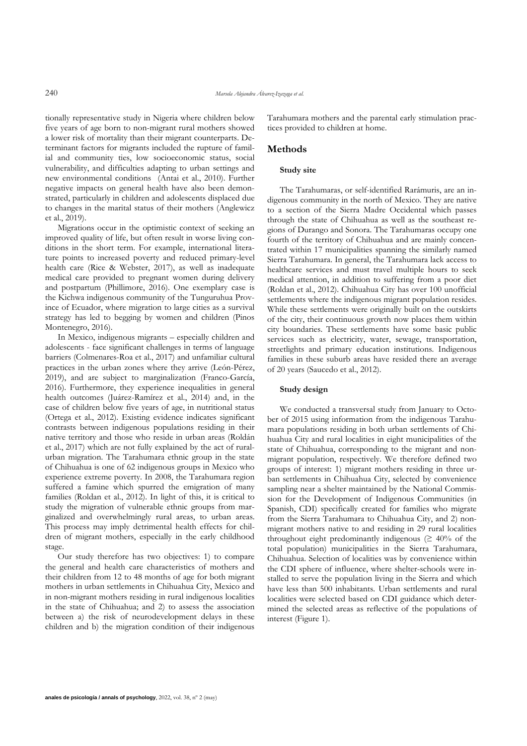tionally representative study in Nigeria where children below five years of age born to non-migrant rural mothers showed a lower risk of mortality than their migrant counterparts. Determinant factors for migrants included the rupture of familial and community ties, low socioeconomic status, social vulnerability, and difficulties adapting to urban settings and new environmental conditions (Antai et al., 2010). Further negative impacts on general health have also been demonstrated, particularly in children and adolescents displaced due to changes in the marital status of their mothers (Anglewicz et al., 2019).

Migrations occur in the optimistic context of seeking an improved quality of life, but often result in worse living conditions in the short term. For example, international literature points to increased poverty and reduced primary-level health care (Rice & Webster, 2017), as well as inadequate medical care provided to pregnant women during delivery and postpartum (Phillimore, 2016). One exemplary case is the Kichwa indigenous community of the Tunguruhua Province of Ecuador, where migration to large cities as a survival strategy has led to begging by women and children (Pinos Montenegro, 2016).

In Mexico, indigenous migrants – especially children and adolescents - face significant challenges in terms of language barriers (Colmenares-Roa et al., 2017) and unfamiliar cultural practices in the urban zones where they arrive (León-Pérez, 2019), and are subject to marginalization (Franco-García, 2016). Furthermore, they experience inequalities in general health outcomes (Juárez-Ramírez et al., 2014) and, in the case of children below five years of age, in nutritional status (Ortega et al., 2012). Existing evidence indicates significant contrasts between indigenous populations residing in their native territory and those who reside in urban areas (Roldán et al., 2017) which are not fully explained by the act of rural-urban migration. The Tarahumara ethnic group in the state of Chihuahua is one of 62 indigenous groups in Mexico who experience extreme poverty. In 2008, the Tarahumara region suffered a famine which spurred the emigration of many families (Roldan et al., 2012). In light of this, it is critical to study the migration of vulnerable ethnic groups from marginalized and overwhelmingly rural areas, to urban areas. This process may imply detrimental health effects for children of migrant mothers, especially in the early childhood stage.

Our study therefore has two objectives: 1) to compare the general and health care characteristics of mothers and their children from 12 to 48 months of age for both migrant mothers in urban settlements in Chihuahua City, Mexico and in non-migrant mothers residing in rural indigenous localities in the state of Chihuahua; and 2) to assess the association between a) the risk of neurodevelopment delays in these children and b) the migration condition of their indigenous Tarahumara mothers and the parental early stimulation practices provided to children at home.

## Methods

### Study site

The Tarahumaras, or self-identified Rarámuris, are an indigenous community in the north of Mexico. They are native to a section of the Sierra Madre Occidental which passes through the state of Chihuahua as well as the southeast regions of Durango and Sonora. The Tarahumaras occupy one fourth of the territory of Chihuahua and are mainly concentrated within 17 municipalities spanning the similarly named Sierra Tarahumara. In general, the Tarahumara lack access to healthcare services and must travel multiple hours to seek medical attention, in addition to suffering from a poor diet (Roldan et al., 2012). Chihuahua City has over 100 unofficial settlements where the indigenous migrant population resides. While these settlements were originally built on the outskirts of the city, their continuous growth now places them within city boundaries. These settlements have some basic public services such as electricity, water, sewage, transportation, streetlights and primary education institutions. Indigenous families in these suburb areas have resided there an average of 20 years (Saucedo et al., 2012).

### Study design

We conducted a transversal study from January to October of 2015 using information from the indigenous Tarahumara populations residing in both urban settlements of Chihuahua City and rural localities in eight municipalities of the state of Chihuahua, corresponding to the migrant and non-migrant population, respectively. We therefore defined two groups of interest: 1) migrant mothers residing in three urban settlements in Chihuahua City, selected by convenience sampling near a shelter maintained by the National Commission for the Development of Indigenous Communities (in Spanish, CDI) specifically created for families who migrate from the Sierra Tarahumara to Chihuahua City, and 2) non-migrant mothers native to and residing in 29 rural localities throughout eight predominantly indigenous ($\geq$ 40% of the total population) municipalities in the Sierra Tarahumara, Chihuahua. Selection of localities was by convenience within the CDI sphere of influence, where shelter-schools were installed to serve the population living in the Sierra and which have less than 500 inhabitants. Urban settlements and rural localities were selected based on CDI guidance which determined the selected areas as reflective of the populations of interest (Figure 1).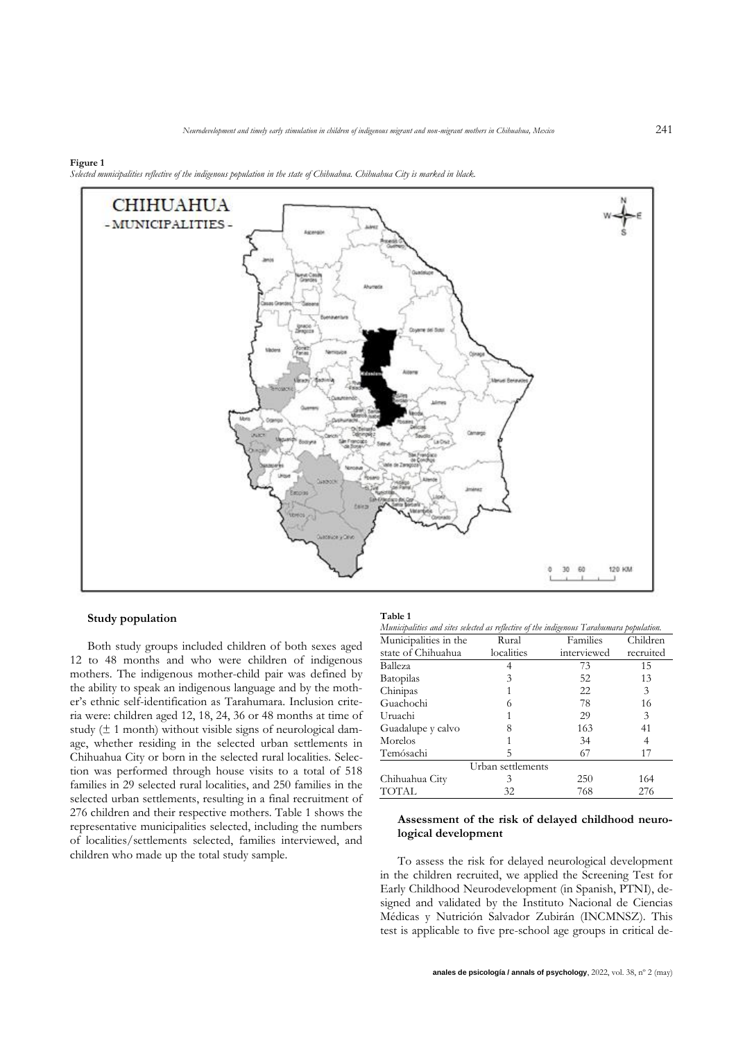**Figure 1**

*Selected municipalities reflective of the indigenous population in the state of Chihuahua. Chihuahua City is marked in black.*

### Study population

Both study groups included children of both sexes aged 12 to 48 months and who were children of indigenous mothers. The indigenous mother-child pair was defined by the ability to speak an indigenous language and by the mother's ethnic self-identification as Tarahumara. Inclusion criteria were: children aged 12, 18, 24, 36 or 48 months at time of study (± 1 month) without visible signs of neurological damage, whether residing in the selected urban settlements in Chihuahua City or born in the selected rural localities. Selection was performed through house visits to a total of 518 families in 29 selected rural localities, and 250 families in the selected urban settlements, resulting in a final recruitment of 276 children and their respective mothers. Table 1 shows the representative municipalities selected, including the numbers of localities/settlements selected, families interviewed, and children who made up the total study sample.

**Table 1**

*Municipalities and sites selected as reflective of the indigenous Tarahumara population.*

| Municipalities in the state of Chihuahua | Rural localities | Families interviewed | Children recruited |
|---|---|---|---|
| Balleza | 4 | 73 | 15 |
| Batopilas | 3 | 52 | 13 |
| Chinipas | 1 | 22 | 3 |
| Guachochi | 6 | 78 | 16 |
| Uruachi | 1 | 29 | 3 |
| Guadalupe y calvo | 8 | 163 | 41 |
| Morelos | 1 | 34 | 4 |
| Temósachi | 5 | 67 | 17 |
| | Urban settlements | | |
| Chihuahua City | 3 | 250 | 164 |
| TOTAL | 32 | 768 | 276 |

### Assessment of the risk of delayed childhood neurological development

To assess the risk for delayed neurological development in the children recruited, we applied the Screening Test for Early Childhood Neurodevelopment (in Spanish, PTNI), designed and validated by the Instituto Nacional de Ciencias Médicas y Nutrición Salvador Zubirán (INCMNSZ). This test is applicable to five pre-school age groups in critical de-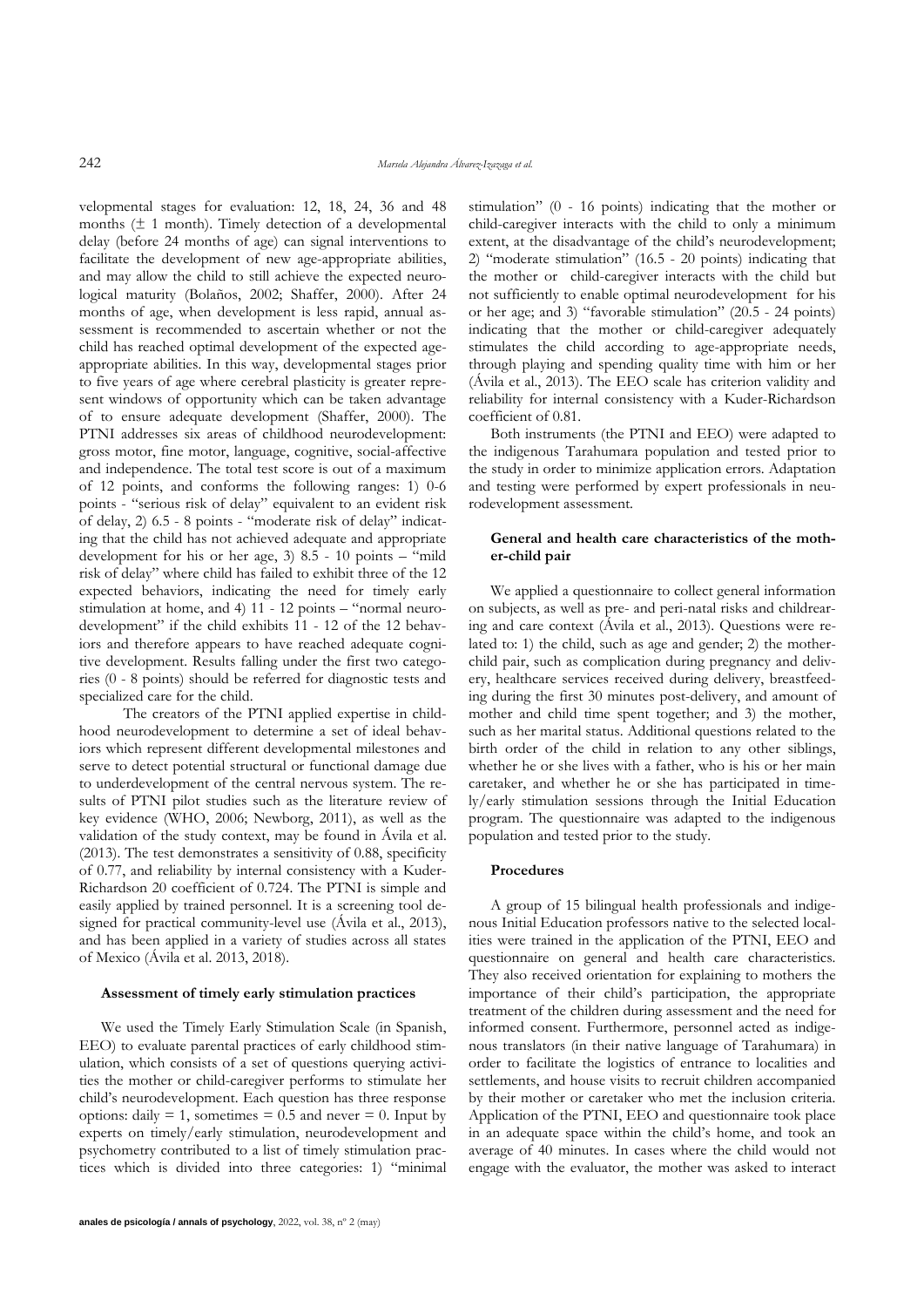velopmental stages for evaluation: 12, 18, 24, 36 and 48 months (± 1 month). Timely detection of a developmental delay (before 24 months of age) can signal interventions to facilitate the development of new age-appropriate abilities, and may allow the child to still achieve the expected neurological maturity (Bolaños, 2002; Shaffer, 2000). After 24 months of age, when development is less rapid, annual assessment is recommended to ascertain whether or not the child has reached optimal development of the expected age-appropriate abilities. In this way, developmental stages prior to five years of age where cerebral plasticity is greater represent windows of opportunity which can be taken advantage of to ensure adequate development (Shaffer, 2000). The PTNI addresses six areas of childhood neurodevelopment: gross motor, fine motor, language, cognitive, social-affective and independence. The total test score is out of a maximum of 12 points, and conforms the following ranges: 1) 0-6 points - "serious risk of delay" equivalent to an evident risk of delay, 2) 6.5 - 8 points - "moderate risk of delay" indicating that the child has not achieved adequate and appropriate development for his or her age, 3) 8.5 - 10 points – "mild risk of delay" where child has failed to exhibit three of the 12 expected behaviors, indicating the need for timely early stimulation at home, and 4) 11 - 12 points – "normal neurodevelopment" if the child exhibits 11 - 12 of the 12 behaviors and therefore appears to have reached adequate cognitive development. Results falling under the first two categories (0 - 8 points) should be referred for diagnostic tests and specialized care for the child.

The creators of the PTNI applied expertise in childhood neurodevelopment to determine a set of ideal behaviors which represent different developmental milestones and serve to detect potential structural or functional damage due to underdevelopment of the central nervous system. The results of PTNI pilot studies such as the literature review of key evidence (WHO, 2006; Newborg, 2011), as well as the validation of the study context, may be found in Ávila et al. (2013). The test demonstrates a sensitivity of 0.88, specificity of 0.77, and reliability by internal consistency with a Kuder-Richardson 20 coefficient of 0.724. The PTNI is simple and easily applied by trained personnel. It is a screening tool designed for practical community-level use (Ávila et al., 2013), and has been applied in a variety of studies across all states of Mexico (Ávila et al. 2013, 2018).

#### Assessment of timely early stimulation practices

We used the Timely Early Stimulation Scale (in Spanish, EEO) to evaluate parental practices of early childhood stimulation, which consists of a set of questions querying activities the mother or child-caregiver performs to stimulate her child's neurodevelopment. Each question has three response options: daily = 1, sometimes = 0.5 and never = 0. Input by experts on timely/early stimulation, neurodevelopment and psychometry contributed to a list of timely stimulation practices which is divided into three categories: 1) "minimal stimulation" (0 - 16 points) indicating that the mother or child-caregiver interacts with the child to only a minimum extent, at the disadvantage of the child's neurodevelopment; 2) "moderate stimulation" (16.5 - 20 points) indicating that the mother or child-caregiver interacts with the child but not sufficiently to enable optimal neurodevelopment for his or her age; and 3) "favorable stimulation" (20.5 - 24 points) indicating that the mother or child-caregiver adequately stimulates the child according to age-appropriate needs, through playing and spending quality time with him or her (Ávila et al., 2013). The EEO scale has criterion validity and reliability for internal consistency with a Kuder-Richardson coefficient of 0.81.

Both instruments (the PTNI and EEO) were adapted to the indigenous Tarahumara population and tested prior to the study in order to minimize application errors. Adaptation and testing were performed by expert professionals in neurodevelopment assessment.

#### General and health care characteristics of the mother-child pair

We applied a questionnaire to collect general information on subjects, as well as pre- and peri-natal risks and childrearing and care context (Ávila et al., 2013). Questions were related to: 1) the child, such as age and gender; 2) the mother-child pair, such as complication during pregnancy and delivery, healthcare services received during delivery, breastfeeding during the first 30 minutes post-delivery, and amount of mother and child time spent together; and 3) the mother, such as her marital status. Additional questions related to the birth order of the child in relation to any other siblings, whether he or she lives with a father, who is his or her main caretaker, and whether he or she has participated in timely/early stimulation sessions through the Initial Education program. The questionnaire was adapted to the indigenous population and tested prior to the study.

#### Procedures

A group of 15 bilingual health professionals and indigenous Initial Education professors native to the selected localities were trained in the application of the PTNI, EEO and questionnaire on general and health care characteristics. They also received orientation for explaining to mothers the importance of their child's participation, the appropriate treatment of the children during assessment and the need for informed consent. Furthermore, personnel acted as indigenous translators (in their native language of Tarahumara) in order to facilitate the logistics of entrance to localities and settlements, and house visits to recruit children accompanied by their mother or caretaker who met the inclusion criteria. Application of the PTNI, EEO and questionnaire took place in an adequate space within the child's home, and took an average of 40 minutes. In cases where the child would not engage with the evaluator, the mother was asked to interact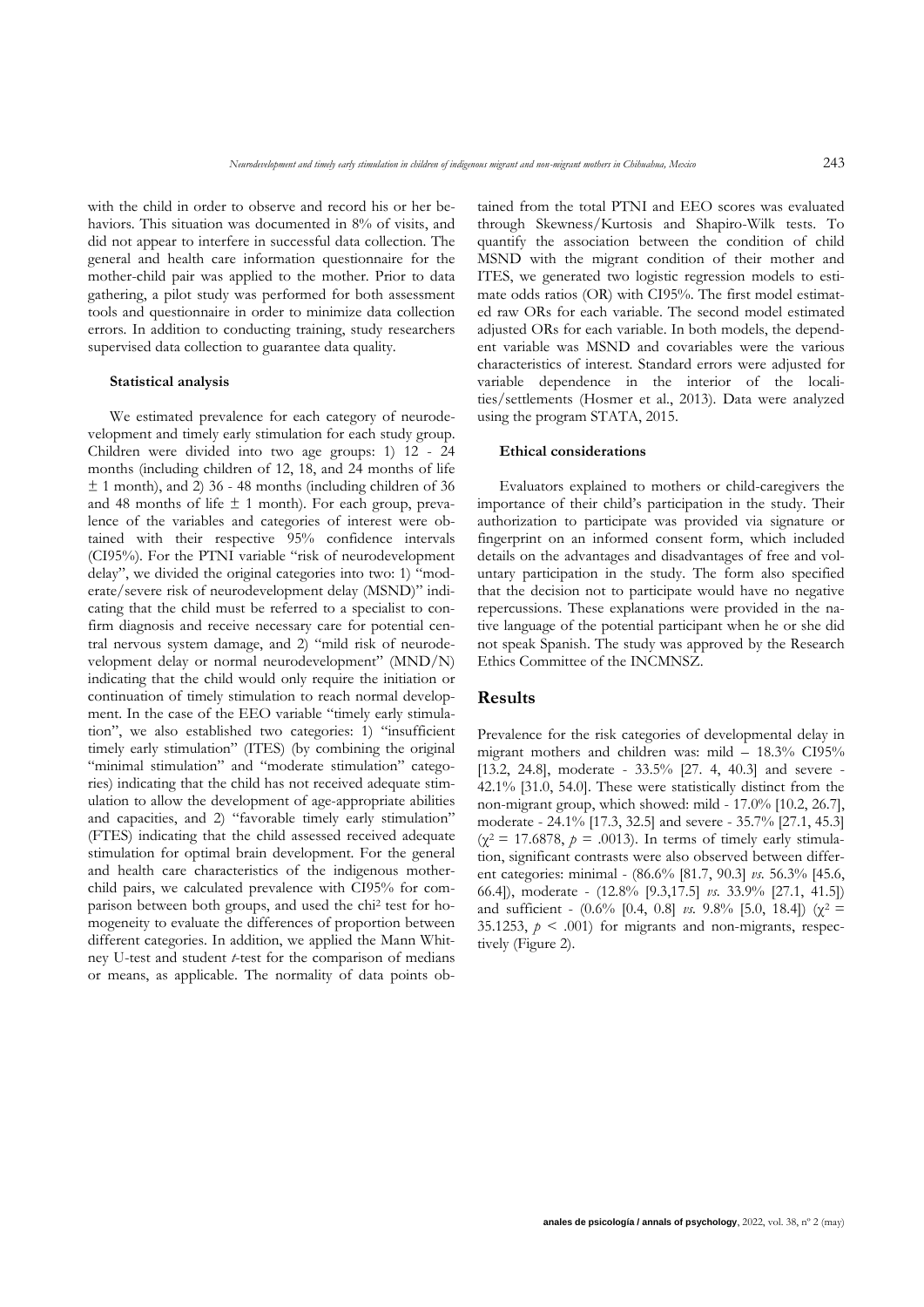with the child in order to observe and record his or her behaviors. This situation was documented in 8% of visits, and did not appear to interfere in successful data collection. The general and health care information questionnaire for the mother-child pair was applied to the mother. Prior to data gathering, a pilot study was performed for both assessment tools and questionnaire in order to minimize data collection errors. In addition to conducting training, study researchers supervised data collection to guarantee data quality.

### Statistical analysis

We estimated prevalence for each category of neurodevelopment and timely early stimulation for each study group. Children were divided into two age groups: 1) 12 - 24 months (including children of 12, 18, and 24 months of life ± 1 month), and 2) 36 - 48 months (including children of 36 and 48 months of life ± 1 month). For each group, prevalence of the variables and categories of interest were obtained with their respective 95% confidence intervals (CI95%). For the PTNI variable "risk of neurodevelopment delay", we divided the original categories into two: 1) "moderate/severe risk of neurodevelopment delay (MSND)" indicating that the child must be referred to a specialist to confirm diagnosis and receive necessary care for potential central nervous system damage, and 2) "mild risk of neurodevelopment delay or normal neurodevelopment" (MND/N) indicating that the child would only require the initiation or continuation of timely stimulation to reach normal development. In the case of the EEO variable "timely early stimulation", we also established two categories: 1) "insufficient timely early stimulation" (ITES) (by combining the original "minimal stimulation" and "moderate stimulation" categories) indicating that the child has not received adequate stimulation to allow the development of age-appropriate abilities and capacities, and 2) "favorable timely early stimulation" (FTES) indicating that the child assessed received adequate stimulation for optimal brain development. For the general and health care characteristics of the indigenous mother-child pairs, we calculated prevalence with CI95% for comparison between both groups, and used the chi$^2$ test for homogeneity to evaluate the differences of proportion between different categories. In addition, we applied the Mann Whitney U-test and student *t*-test for the comparison of medians or means, as applicable. The normality of data points obtained from the total PTNI and EEO scores was evaluated through Skewness/Kurtosis and Shapiro-Wilk tests. To quantify the association between the condition of child MSND with the migrant condition of their mother and ITES, we generated two logistic regression models to estimate odds ratios (OR) with CI95%. The first model estimated raw ORs for each variable. The second model estimated adjusted ORs for each variable. In both models, the dependent variable was MSND and covariables were the various characteristics of interest. Standard errors were adjusted for variable dependence in the interior of the localities/settlements (Hosmer et al., 2013). Data were analyzed using the program STATA, 2015.

### Ethical considerations

Evaluators explained to mothers or child-caregivers the importance of their child's participation in the study. Their authorization to participate was provided via signature or fingerprint on an informed consent form, which included details on the advantages and disadvantages of free and voluntary participation in the study. The form also specified that the decision not to participate would have no negative repercussions. These explanations were provided in the native language of the potential participant when he or she did not speak Spanish. The study was approved by the Research Ethics Committee of the INCMNSZ.

## Results

Prevalence for the risk categories of developmental delay in migrant mothers and children was: mild – 18.3% CI95% [13.2, 24.8], moderate - 33.5% [27. 4, 40.3] and severe - 42.1% [31.0, 54.0]. These were statistically distinct from the non-migrant group, which showed: mild - 17.0% [10.2, 26.7], moderate - 24.1% [17.3, 32.5] and severe - 35.7% [27.1, 45.3] ($\chi^2 = 17.6878$, $p = .0013$). In terms of timely early stimulation, significant contrasts were also observed between different categories: minimal - (86.6% [81.7, 90.3] *vs.* 56.3% [45.6, 66.4]), moderate - (12.8% [9.3,17.5] *vs.* 33.9% [27.1, 41.5]) and sufficient - (0.6% [0.4, 0.8] *vs.* 9.8% [5.0, 18.4]) ($\chi^2 = 35.1253$, $p < .001$) for migrants and non-migrants, respectively (Figure 2).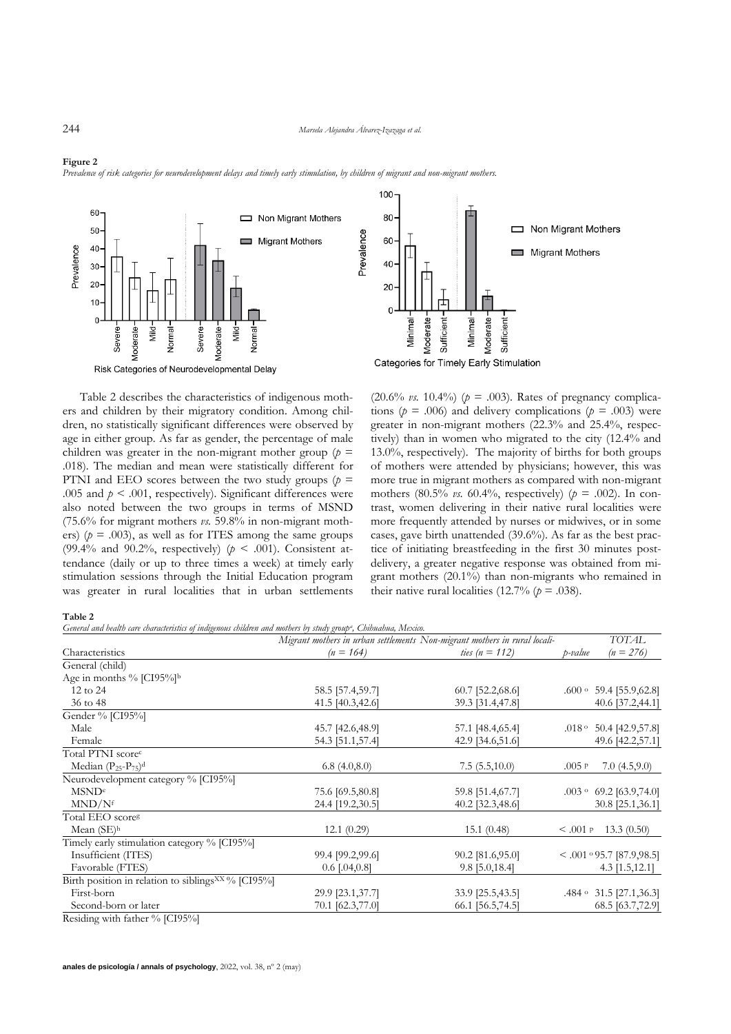**Figure 2**

*Prevalence of risk categories for neurodevelopment delays and timely early stimulation, by children of migrant and non-migrant mothers.*

Table 2 describes the characteristics of indigenous mothers and children by their migratory condition. Among children, no statistically significant differences were observed by age in either group. As far as gender, the percentage of male children was greater in the non-migrant mother group ($p$ = .018). The median and mean were statistically different for PTNI and EEO scores between the two study groups ($p$ = .005 and $p$ < .001, respectively). Significant differences were also noted between the two groups in terms of MSND (75.6% for migrant mothers *vs.* 59.8% in non-migrant mothers) ($p$ = .003), as well as for ITES among the same groups (99.4% and 90.2%, respectively) ($p$ < .001). Consistent attendance (daily or up to three times a week) at timely early stimulation sessions through the Initial Education program was greater in rural localities that in urban settlements (20.6% *vs.* 10.4%) ($p$ = .003). Rates of pregnancy complications ($p$ = .006) and delivery complications ($p$ = .003) were greater in non-migrant mothers (22.3% and 25.4%, respectively) than in women who migrated to the city (12.4% and 13.0%, respectively). The majority of births for both groups of mothers were attended by physicians; however, this was more true in migrant mothers as compared with non-migrant mothers (80.5% *vs.* 60.4%, respectively) ($p$ = .002). In contrast, women delivering in their native rural localities were more frequently attended by nurses or midwives, or in some cases, gave birth unattended (39.6%). As far as the best practice of initiating breastfeeding in the first 30 minutes post-delivery, a greater negative response was obtained from migrant mothers (20.1%) than non-migrants who remained in their native rural localities (12.7% ($p$ = .038).

**Table 2**

*General and health care characteristics of indigenous children and mothers by study group[a], Chihuahua, Mexico.*

| Characteristics | Migrant mothers in urban settlements (n = 164) | Non-migrant mothers in rural localities (n = 112) | p-value | TOTAL (n = 276) |
|---|---|---|---|---|
| General (child) | | | | |
| Age in months % [CI95%][b] | | | | |
| 12 to 24 | 58.5 [57.4,59.7] | 60.7 [52.2,68.6] | .600 [o] | 59.4 [55.9,62.8] |
| 36 to 48 | 41.5 [40.3,42.6] | 39.3 [31.4,47.8] | | 40.6 [37.2,44.1] |
| Gender % [CI95%] | | | | |
| Male | 45.7 [42.6,48.9] | 57.1 [48.4,65.4] | .018 [o] | 50.4 [42.9,57.8] |
| Female | 54.3 [51.1,57.4] | 42.9 [34.6,51.6] | | 49.6 [42.2,57.1] |
| Total PTNI score[c] | | | | |
| Median ($P_{25}$-$P_{75}$)[d] | 6.8 (4.0,8.0) | 7.5 (5.5,10.0) | .005 [p] | 7.0 (4.5,9.0) |
| Neurodevelopment category % [CI95%] | | | | |
| MSND[e] | 75.6 [69.5,80.8] | 59.8 [51.4,67.7] | .003 [o] | 69.2 [63.9,74.0] |
| MND/N[f] | 24.4 [19.2,30.5] | 40.2 [32.3,48.6] | | 30.8 [25.1,36.1] |
| Total EEO score[g] | | | | |
| Mean (SE)[h] | 12.1 (0.29) | 15.1 (0.48) | < .001 [p] | 13.3 (0.50) |
| Timely early stimulation category % [CI95%] | | | | |
| Insufficient (ITES) | 99.4 [99.2,99.6] | 90.2 [81.6,95.0] | < .001 [o] | 95.7 [87.9,98.5] |
| Favorable (FTES) | 0.6 [.04,0.8] | 9.8 [5.0,18.4] | | 4.3 [1.5,12.1] |
| Birth position in relation to siblings[XX] % [CI95%] | | | | |
| First-born | 29.9 [23.1,37.7] | 33.9 [25.5,43.5] | .484 [o] | 31.5 [27.1,36.3] |
| Second-born or later | 70.1 [62.3,77.0] | 66.1 [56.5,74.5] | | 68.5 [63.7,72.9] |
| Residing with father % [CI95%] | | | | |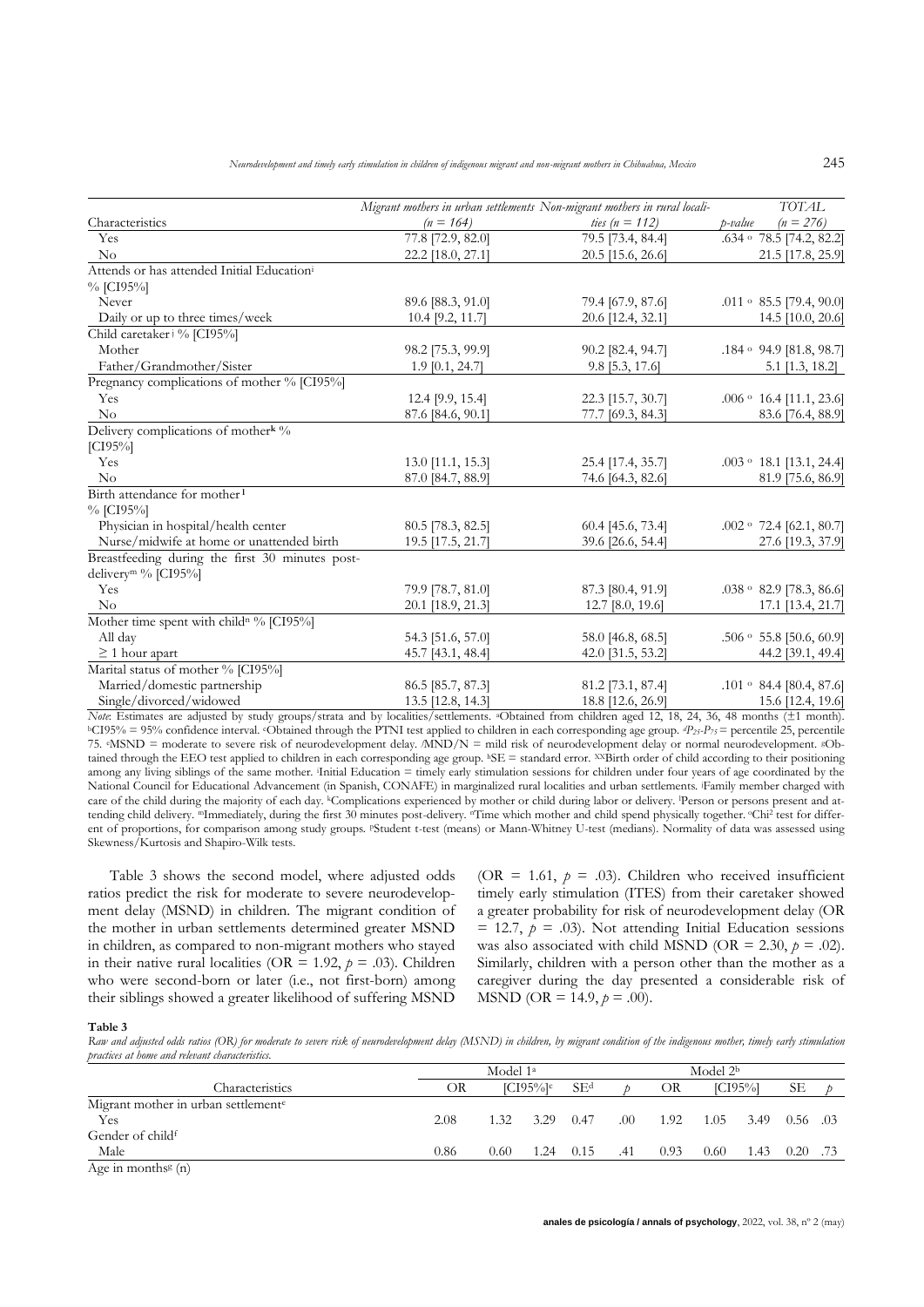| Characteristics | Migrant mothers in urban settlements (n = 164) | Non-migrant mothers in rural localities (n = 112) | p-value | TOTAL (n = 276) |
|---|---|---|---|---|
| Yes | 77.8 [72.9, 82.0] | 79.5 [73.4, 84.4] | .634 ᵒ | 78.5 [74.2, 82.2] |
| No | 22.2 [18.0, 27.1] | 20.5 [15.6, 26.6] | | 21.5 [17.8, 25.9] |
| Attends or has attended Initial Education[i] % [CI95%] | | | | |
| Never | 89.6 [88.3, 91.0] | 79.4 [67.9, 87.6] | .011 ᵒ | 85.5 [79.4, 90.0] |
| Daily or up to three times/week | 10.4 [9.2, 11.7] | 20.6 [12.4, 32.1] | | 14.5 [10.0, 20.6] |
| Child caretaker[j] % [CI95%] | | | | |
| Mother | 98.2 [75.3, 99.9] | 90.2 [82.4, 94.7] | .184 ᵒ | 94.9 [81.8, 98.7] |
| Father/Grandmother/Sister | 1.9 [0.1, 24.7] | 9.8 [5.3, 17.6] | | 5.1 [1.3, 18.2] |
| Pregnancy complications of mother % [CI95%] | | | | |
| Yes | 12.4 [9.9, 15.4] | 22.3 [15.7, 30.7] | .006 ᵒ | 16.4 [11.1, 23.6] |
| No | 87.6 [84.6, 90.1] | 77.7 [69.3, 84.3] | | 83.6 [76.4, 88.9] |
| Delivery complications of mother[k] % [CI95%] | | | | |
| Yes | 13.0 [11.1, 15.3] | 25.4 [17.4, 35.7] | .003 ᵒ | 18.1 [13.1, 24.4] |
| No | 87.0 [84.7, 88.9] | 74.6 [64.3, 82.6] | | 81.9 [75.6, 86.9] |
| Birth attendance for mother[l] % [CI95%] | | | | |
| Physician in hospital/health center | 80.5 [78.3, 82.5] | 60.4 [45.6, 73.4] | .002 ᵒ | 72.4 [62.1, 80.7] |
| Nurse/midwife at home or unattended birth | 19.5 [17.5, 21.7] | 39.6 [26.6, 54.4] | | 27.6 [19.3, 37.9] |
| Breastfeeding during the first 30 minutes post-delivery[m] % [CI95%] | | | | |
| Yes | 79.9 [78.7, 81.0] | 87.3 [80.4, 91.9] | .038 ᵒ | 82.9 [78.3, 86.6] |
| No | 20.1 [18.9, 21.3] | 12.7 [8.0, 19.6] | | 17.1 [13.4, 21.7] |
| Mother time spent with child[n] % [CI95%] | | | | |
| All day | 54.3 [51.6, 57.0] | 58.0 [46.8, 68.5] | .506 ᵒ | 55.8 [50.6, 60.9] |
| ≥ 1 hour apart | 45.7 [43.1, 48.4] | 42.0 [31.5, 53.2] | | 44.2 [39.1, 49.4] |
| Marital status of mother % [CI95%] | | | | |
| Married/domestic partnership | 86.5 [85.7, 87.3] | 81.2 [73.1, 87.4] | .101 ᵒ | 84.4 [80.4, 87.6] |
| Single/divorced/widowed | 13.5 [12.8, 14.3] | 18.8 [12.6, 26.9] | | 15.6 [12.4, 19.6] |

*Note*: Estimates are adjusted by study groups/strata and by localities/settlements. [a]Obtained from children aged 12, 18, 24, 36, 48 months (±1 month). [b]CI95% = 95% confidence interval. [c]Obtained through the PTNI test applied to children in each corresponding age group. [d]$P_{25}$-$P_{75}$ = percentile 25, percentile 75. [e]MSND = moderate to severe risk of neurodevelopment delay. [f]MND/N = mild risk of neurodevelopment delay or normal neurodevelopment. [g]Obtained through the EEO test applied to children in each corresponding age group. [h]SE = standard error. [XX]Birth order of child according to their positioning among any living siblings of the same mother. [i]Initial Education = timely early stimulation sessions for children under four years of age coordinated by the National Council for Educational Advancement (in Spanish, CONAFE) in marginalized rural localities and urban settlements. [j]Family member charged with care of the child during the majority of each day. [k]Complications experienced by mother or child during labor or delivery. [l]Person or persons present and attending child delivery. [m]Immediately, during the first 30 minutes post-delivery. [n]Time which mother and child spend physically together. [o]Chi² test for different of proportions, for comparison among study groups. [p]Student t-test (means) or Mann-Whitney U-test (medians). Normality of data was assessed using Skewness/Kurtosis and Shapiro-Wilk tests.

Table 3 shows the second model, where adjusted odds ratios predict the risk for moderate to severe neurodevelopment delay (MSND) in children. The migrant condition of the mother in urban settlements determined greater MSND in children, as compared to non-migrant mothers who stayed in their native rural localities (OR = 1.92, *p* = .03). Children who were second-born or later (i.e., not first-born) among their siblings showed a greater likelihood of suffering MSND (OR = 1.61, *p* = .03). Children who received insufficient timely early stimulation (ITES) from their caretaker showed a greater probability for risk of neurodevelopment delay (OR = 12.7, *p* = .03). Not attending Initial Education sessions was also associated with child MSND (OR = 2.30, *p* = .02). Similarly, children with a person other than the mother as a caregiver during the day presented a considerable risk of MSND (OR = 14.9, *p* = .00).

**Table 3**

*Raw and adjusted odds ratios (OR) for moderate to severe risk of neurodevelopment delay (MSND) in children, by migrant condition of the indigenous mother, timely early stimulation practices at home and relevant characteristics.*

| Characteristics | Model 1[a] | | | | | Model 2[b] | | | | |
|---|---|---|---|---|---|---|---|---|---|---|
| | OR | [CI95%][c] | | SE[d] | p | OR | [CI95%] | | SE | p |
| Migrant mother in urban settlement[e] | | | | | | | | | | |
| Yes | 2.08 | 1.32 | 3.29 | 0.47 | .00 | 1.92 | 1.05 | 3.49 | 0.56 | .03 |
| Gender of child[f] | | | | | | | | | | |
| Male | 0.86 | 0.60 | 1.24 | 0.15 | .41 | 0.93 | 0.60 | 1.43 | 0.20 | .73 |
| Age in months[g] (n) | | | | | | | | | | |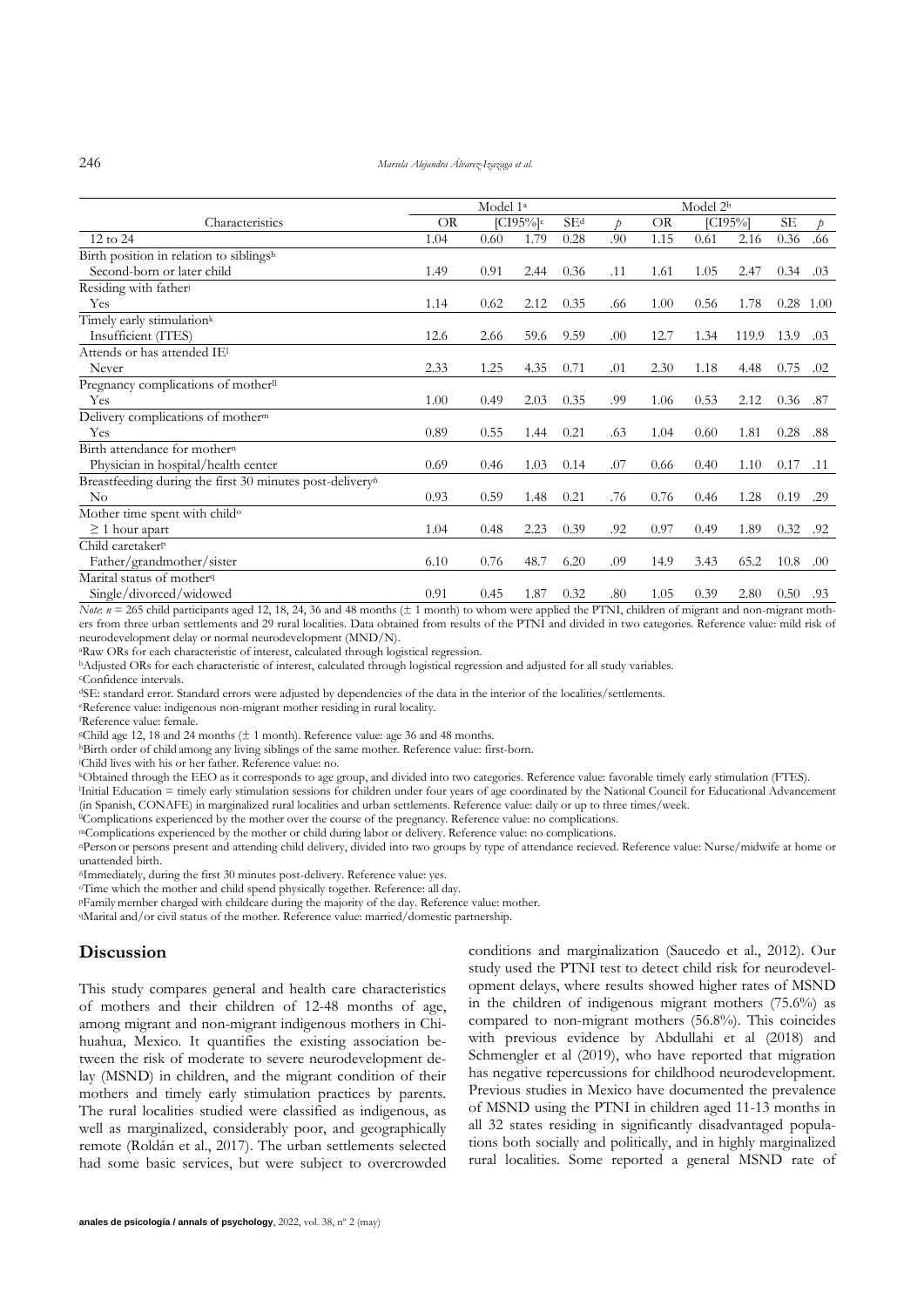| Characteristics | Model 1[a] | | | | | Model 2[b] | | | | |
|---|---|---|---|---|---|---|---|---|---|---|
| | OR | [CI95%][c] | | SE[d] | *p* | OR | [CI95%] | | SE | *p* |
| 12 to 24 | 1.04 | 0.60 | 1.79 | 0.28 | .90 | 1.15 | 0.61 | 2.16 | 0.36 | .66 |
| Birth position in relation to siblings[h] | | | | | | | | | | |
| Second-born or later child | 1.49 | 0.91 | 2.44 | 0.36 | .11 | 1.61 | 1.05 | 2.47 | 0.34 | .03 |
| Residing with father[i] | | | | | | | | | | |
| Yes | 1.14 | 0.62 | 2.12 | 0.35 | .66 | 1.00 | 0.56 | 1.78 | 0.28 | 1.00 |
| Timely early stimulation[k] | | | | | | | | | | |
| Insufficient (ITES) | 12.6 | 2.66 | 59.6 | 9.59 | .00 | 12.7 | 1.34 | 119.9 | 13.9 | .03 |
| Attends or has attended IE[l] | | | | | | | | | | |
| Never | 2.33 | 1.25 | 4.35 | 0.71 | .01 | 2.30 | 1.18 | 4.48 | 0.75 | .02 |
| Pregnancy complications of mother[ll] | | | | | | | | | | |
| Yes | 1.00 | 0.49 | 2.03 | 0.35 | .99 | 1.06 | 0.53 | 2.12 | 0.36 | .87 |
| Delivery complications of mother[m] | | | | | | | | | | |
| Yes | 0.89 | 0.55 | 1.44 | 0.21 | .63 | 1.04 | 0.60 | 1.81 | 0.28 | .88 |
| Birth attendance for mother[n] | | | | | | | | | | |
| Physician in hospital/health center | 0.69 | 0.46 | 1.03 | 0.14 | .07 | 0.66 | 0.40 | 1.10 | 0.17 | .11 |
| Breastfeeding during the first 30 minutes post-delivery[ñ] | | | | | | | | | | |
| No | 0.93 | 0.59 | 1.48 | 0.21 | .76 | 0.76 | 0.46 | 1.28 | 0.19 | .29 |
| Mother time spent with child[o] | | | | | | | | | | |
| ≥ 1 hour apart | 1.04 | 0.48 | 2.23 | 0.39 | .92 | 0.97 | 0.49 | 1.89 | 0.32 | .92 |
| Child caretaker[p] | | | | | | | | | | |
| Father/grandmother/sister | 6.10 | 0.76 | 48.7 | 6.20 | .09 | 14.9 | 3.43 | 65.2 | 10.8 | .00 |
| Marital status of mother[q] | | | | | | | | | | |
| Single/divorced/widowed | 0.91 | 0.45 | 1.87 | 0.32 | .80 | 1.05 | 0.39 | 2.80 | 0.50 | .93 |

*Note: n* = 265 child participants aged 12, 18, 24, 36 and 48 months (± 1 month) to whom were applied the PTNI, children of migrant and non-migrant mothers from three urban settlements and 29 rural localities. Data obtained from results of the PTNI and divided in two categories. Reference value: mild risk of neurodevelopment delay or normal neurodevelopment (MND/N).

[a]Raw ORs for each characteristic of interest, calculated through logistical regression.

[b]Adjusted ORs for each characteristic of interest, calculated through logistical regression and adjusted for all study variables.

[c]Confidence intervals.

[d]SE: standard error. Standard errors were adjusted by dependencies of the data in the interior of the localities/settlements.

[e]Reference value: indigenous non-migrant mother residing in rural locality.

[f]Reference value: female.

[g]Child age 12, 18 and 24 months (± 1 month). Reference value: age 36 and 48 months.

[h]Birth order of child among any living siblings of the same mother. Reference value: first-born.

[i]Child lives with his or her father. Reference value: no.

[k]Obtained through the EEO as it corresponds to age group, and divided into two categories. Reference value: favorable timely early stimulation (FTES).

[l]Initial Education = timely early stimulation sessions for children under four years of age coordinated by the National Council for Educational Advancement (in Spanish, CONAFE) in marginalized rural localities and urban settlements. Reference value: daily or up to three times/week.

[ll]Complications experienced by the mother over the course of the pregnancy. Reference value: no complications.

[m]Complications experienced by the mother or child during labor or delivery. Reference value: no complications.

[n]Person or persons present and attending child delivery, divided into two groups by type of attendance recieved. Reference value: Nurse/midwife at home or unattended birth.

[ñ]Immediately, during the first 30 minutes post-delivery. Reference value: yes.

[o]Time which the mother and child spend physically together. Reference: all day.

[p]Family member charged with childcare during the majority of the day. Reference value: mother.

[q]Marital and/or civil status of the mother. Reference value: married/domestic partnership.

## Discussion

This study compares general and health care characteristics of mothers and their children of 12-48 months of age, among migrant and non-migrant indigenous mothers in Chihuahua, Mexico. It quantifies the existing association between the risk of moderate to severe neurodevelopment delay (MSND) in children, and the migrant condition of their mothers and timely early stimulation practices by parents. The rural localities studied were classified as indigenous, as well as marginalized, considerably poor, and geographically remote (Roldán et al., 2017). The urban settlements selected had some basic services, but were subject to overcrowded conditions and marginalization (Saucedo et al., 2012). Our study used the PTNI test to detect child risk for neurodevelopment delays, where results showed higher rates of MSND in the children of indigenous migrant mothers (75.6%) as compared to non-migrant mothers (56.8%). This coincides with previous evidence by Abdullahi et al (2018) and Schmengler et al (2019), who have reported that migration has negative repercussions for childhood neurodevelopment. Previous studies in Mexico have documented the prevalence of MSND using the PTNI in children aged 11-13 months in all 32 states residing in significantly disadvantaged populations both socially and politically, and in highly marginalized rural localities. Some reported a general MSND rate of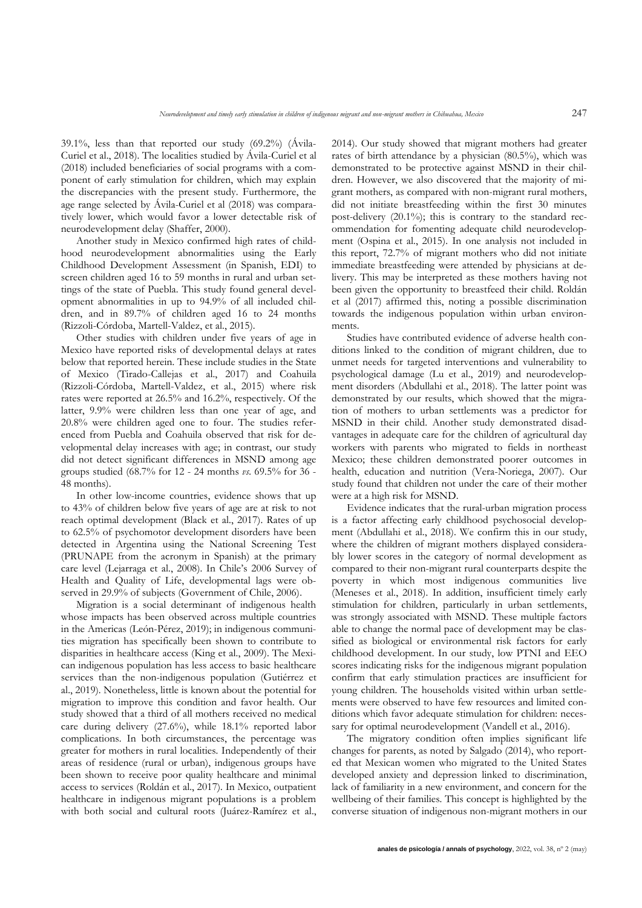39.1%, less than that reported our study (69.2%) (Ávila-Curiel et al., 2018). The localities studied by Ávila-Curiel et al (2018) included beneficiaries of social programs with a component of early stimulation for children, which may explain the discrepancies with the present study. Furthermore, the age range selected by Ávila-Curiel et al (2018) was comparatively lower, which would favor a lower detectable risk of neurodevelopment delay (Shaffer, 2000).

Another study in Mexico confirmed high rates of childhood neurodevelopment abnormalities using the Early Childhood Development Assessment (in Spanish, EDI) to screen children aged 16 to 59 months in rural and urban settings of the state of Puebla. This study found general development abnormalities in up to 94.9% of all included children, and in 89.7% of children aged 16 to 24 months (Rizzoli-Córdoba, Martell-Valdez, et al., 2015).

Other studies with children under five years of age in Mexico have reported risks of developmental delays at rates below that reported herein. These include studies in the State of Mexico (Tirado-Callejas et al., 2017) and Coahuila (Rizzoli-Córdoba, Martell-Valdez, et al., 2015) where risk rates were reported at 26.5% and 16.2%, respectively. Of the latter, 9.9% were children less than one year of age, and 20.8% were children aged one to four. The studies referenced from Puebla and Coahuila observed that risk for developmental delay increases with age; in contrast, our study did not detect significant differences in MSND among age groups studied (68.7% for 12 - 24 months *vs.* 69.5% for 36 - 48 months).

In other low-income countries, evidence shows that up to 43% of children below five years of age are at risk to not reach optimal development (Black et al., 2017). Rates of up to 62.5% of psychomotor development disorders have been detected in Argentina using the National Screening Test (PRUNAPE from the acronym in Spanish) at the primary care level (Lejarraga et al., 2008). In Chile's 2006 Survey of Health and Quality of Life, developmental lags were observed in 29.9% of subjects (Government of Chile, 2006).

Migration is a social determinant of indigenous health whose impacts has been observed across multiple countries in the Americas (León-Pérez, 2019); in indigenous communities migration has specifically been shown to contribute to disparities in healthcare access (King et al., 2009). The Mexican indigenous population has less access to basic healthcare services than the non-indigenous population (Gutiérrez et al., 2019). Nonetheless, little is known about the potential for migration to improve this condition and favor health. Our study showed that a third of all mothers received no medical care during delivery (27.6%), while 18.1% reported labor complications. In both circumstances, the percentage was greater for mothers in rural localities. Independently of their areas of residence (rural or urban), indigenous groups have been shown to receive poor quality healthcare and minimal access to services (Roldán et al., 2017). In Mexico, outpatient healthcare in indigenous migrant populations is a problem with both social and cultural roots (Juárez-Ramírez et al., 2014). Our study showed that migrant mothers had greater rates of birth attendance by a physician (80.5%), which was demonstrated to be protective against MSND in their children. However, we also discovered that the majority of migrant mothers, as compared with non-migrant rural mothers, did not initiate breastfeeding within the first 30 minutes post-delivery (20.1%); this is contrary to the standard recommendation for fomenting adequate child neurodevelopment (Ospina et al., 2015). In one analysis not included in this report, 72.7% of migrant mothers who did not initiate immediate breastfeeding were attended by physicians at delivery. This may be interpreted as these mothers having not been given the opportunity to breastfeed their child. Roldán et al (2017) affirmed this, noting a possible discrimination towards the indigenous population within urban environments.

Studies have contributed evidence of adverse health conditions linked to the condition of migrant children, due to unmet needs for targeted interventions and vulnerability to psychological damage (Lu et al., 2019) and neurodevelopment disorders (Abdullahi et al., 2018). The latter point was demonstrated by our results, which showed that the migration of mothers to urban settlements was a predictor for MSND in their child. Another study demonstrated disadvantages in adequate care for the children of agricultural day workers with parents who migrated to fields in northeast Mexico; these children demonstrated poorer outcomes in health, education and nutrition (Vera-Noriega, 2007). Our study found that children not under the care of their mother were at a high risk for MSND.

Evidence indicates that the rural-urban migration process is a factor affecting early childhood psychosocial development (Abdullahi et al., 2018). We confirm this in our study, where the children of migrant mothers displayed considerably lower scores in the category of normal development as compared to their non-migrant rural counterparts despite the poverty in which most indigenous communities live (Meneses et al., 2018). In addition, insufficient timely early stimulation for children, particularly in urban settlements, was strongly associated with MSND. These multiple factors able to change the normal pace of development may be classified as biological or environmental risk factors for early childhood development. In our study, low PTNI and EEO scores indicating risks for the indigenous migrant population confirm that early stimulation practices are insufficient for young children. The households visited within urban settlements were observed to have few resources and limited conditions which favor adequate stimulation for children: necessary for optimal neurodevelopment (Vandell et al., 2016).

The migratory condition often implies significant life changes for parents, as noted by Salgado (2014), who reported that Mexican women who migrated to the United States developed anxiety and depression linked to discrimination, lack of familiarity in a new environment, and concern for the wellbeing of their families. This concept is highlighted by the converse situation of indigenous non-migrant mothers in our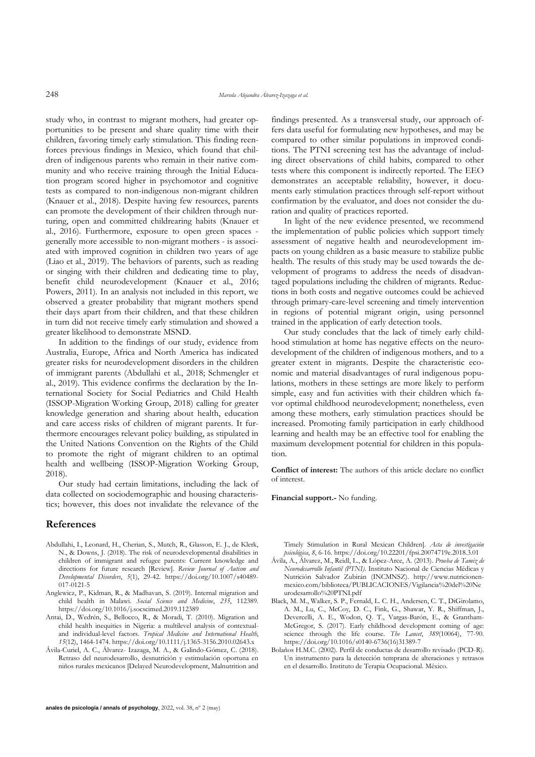study who, in contrast to migrant mothers, had greater opportunities to be present and share quality time with their children, favoring timely early stimulation. This finding reenforces previous findings in Mexico, which found that children of indigenous parents who remain in their native community and who receive training through the Initial Education program scored higher in psychomotor and cognitive tests as compared to non-indigenous non-migrant children (Knauer et al., 2018). Despite having few resources, parents can promote the development of their children through nurturing, open and committed childrearing habits (Knauer et al., 2016). Furthermore, exposure to open green spaces - generally more accessible to non-migrant mothers - is associated with improved cognition in children two years of age (Liao et al., 2019). The behaviors of parents, such as reading or singing with their children and dedicating time to play, benefit child neurodevelopment (Knauer et al., 2016; Powers, 2011). In an analysis not included in this report, we observed a greater probability that migrant mothers spend their days apart from their children, and that these children in turn did not receive timely early stimulation and showed a greater likelihood to demonstrate MSND.

In addition to the findings of our study, evidence from Australia, Europe, Africa and North America has indicated greater risks for neurodevelopment disorders in the children of immigrant parents (Abdullahi et al., 2018; Schmengler et al., 2019). This evidence confirms the declaration by the International Society for Social Pediatrics and Child Health (ISSOP-Migration Working Group, 2018) calling for greater knowledge generation and sharing about health, education and care access risks of children of migrant parents. It furthermore encourages relevant policy building, as stipulated in the United Nations Convention on the Rights of the Child to promote the right of migrant children to an optimal health and wellbeing (ISSOP-Migration Working Group, 2018).

Our study had certain limitations, including the lack of data collected on sociodemographic and housing characteristics; however, this does not invalidate the relevance of the findings presented. As a transversal study, our approach offers data useful for formulating new hypotheses, and may be compared to other similar populations in improved conditions. The PTNI screening test has the advantage of including direct observations of child habits, compared to other tests where this component is indirectly reported. The EEO demonstrates an acceptable reliability, however, it documents early stimulation practices through self-report without confirmation by the evaluator, and does not consider the duration and quality of practices reported.

In light of the new evidence presented, we recommend the implementation of public policies which support timely assessment of negative health and neurodevelopment impacts on young children as a basic measure to stabilize public health. The results of this study may be used towards the development of programs to address the needs of disadvantaged populations including the children of migrants. Reductions in both costs and negative outcomes could be achieved through primary-care-level screening and timely intervention in regions of potential migrant origin, using personnel trained in the application of early detection tools.

Our study concludes that the lack of timely early childhood stimulation at home has negative effects on the neurodevelopment of the children of indigenous mothers, and to a greater extent in migrants. Despite the characteristic economic and material disadvantages of rural indigenous populations, mothers in these settings are more likely to perform simple, easy and fun activities with their children which favor optimal childhood neurodevelopment; nonetheless, even among these mothers, early stimulation practices should be increased. Promoting family participation in early childhood learning and health may be an effective tool for enabling the maximum development potential for children in this population.

**Conflict of interest:** The authors of this article declare no conflict of interest.

**Financial support.-** No funding.

## References

Abdullahi, I., Leonard, H., Cherian, S., Mutch, R., Glasson, E. J., de Klerk, N., & Downs, J. (2018). The risk of neurodevelopmental disabilities in children of immigrant and refugee parents: Current knowledge and directions for future research [Review]. *Review Journal of Autism and Developmental Disorders*, *5*(1), 29-42. https://doi.org/10.1007/s40489-017-0121-5

Anglewicz, P., Kidman, R., & Madhavan, S. (2019). Internal migration and child health in Malawi. *Social Science and Medicine*, *235*, 112389. https://doi.org/10.1016/j.socscimed.2019.112389

Antai, D., Wedrén, S., Bellocco, R., & Moradi, T. (2010). Migration and child health inequities in Nigeria: a multilevel analysis of contextual- and individual-level factors. *Tropical Medicine and International Health*, *15*(12), 1464-1474. https://doi.org/10.1111/j.1365-3156.2010.02643.x

Ávila-Curiel, A. C., Álvarez- Izazaga, M. A., & Galindo-Gómez, C. (2018). Retraso del neurodesarrollo, desnutrición y estimulación oportuna en niños rurales mexicanos [Delayed Neurodevelopment, Malnutrition and Timely Stimulation in Rural Mexican Children]. *Acta de investigación psicológica*, *8*, 6-16. https://doi.org/10.22201/fpsi.20074719e.2018.3.01

Ávila, A., Álvarez, M., Reidl, L., & López-Arce, A. (2013). *Prueba de Tamiz de Neurodesarrollo Infantil (PTNI)*. Instituto Nacional de Ciencias Médicas y Nutrición Salvador Zubirán (INCMNSZ). http://www.nutricionenmexico.com/biblioteca/PUBLICACIONES/Vigilancia%20del%20Neurodesarrollo%20PTNI.pdf

Black, M. M., Walker, S. P., Fernald, L. C. H., Andersen, C. T., DiGirolamo, A. M., Lu, C., McCoy, D. C., Fink, G., Shawar, Y. R., Shiffman, J., Devercelli, A. E., Wodon, Q. T., Vargas-Barón, E., & Grantham-McGregor, S. (2017). Early childhood development coming of age: science through the life course. *The Lancet*, *389*(10064), 77-90. https://doi.org/10.1016/s0140-6736(16)31389-7

Bolaños H.M.C. (2002). Perfil de conductas de desarrollo revisado (PCD-R). Un instrumento para la detección temprana de alteraciones y retrasos en el desarrollo. Instituto de Terapia Ocupacional. México.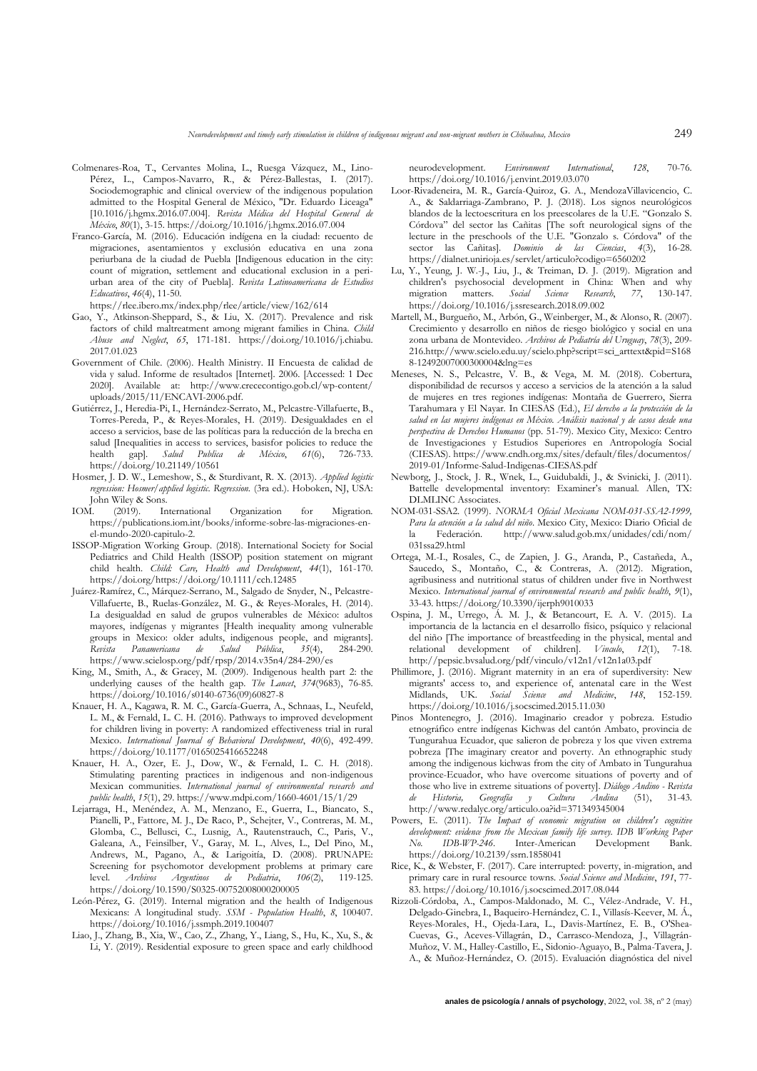Colmenares-Roa, T., Cervantes Molina, L., Ruesga Vázquez, M., Lino-Pérez, L., Campos-Navarro, R., & Pérez-Ballestas, I. (2017). Sociodemographic and clinical overview of the indigenous population admitted to the Hospital General de México, "Dr. Eduardo Liceaga" [10.1016/j.hgmx.2016.07.004]. *Revista Médica del Hospital General de México*, *80*(1), 3-15. https://doi.org/10.1016/j.hgmx.2016.07.004

Franco-García, M. (2016). Educación indígena en la ciudad: recuento de migraciones, asentamientos y exclusión educativa en una zona periurbana de la ciudad de Puebla [Indigenous education in the city: count of migration, settlement and educational exclusion in a peri-urban area of the city of Puebla]. *Revista Latinoamericana de Estudios Educativos*, *46*(4), 11-50. https://rlee.ibero.mx/index.php/rlee/article/view/162/614

Gao, Y., Atkinson-Sheppard, S., & Liu, X. (2017). Prevalence and risk factors of child maltreatment among migrant families in China. *Child Abuse and Neglect*, *65*, 171-181. https://doi.org/10.1016/j.chiabu.2017.01.023

Government of Chile. (2006). Health Ministry. II Encuesta de calidad de vida y salud. Informe de resultados [Internet]. 2006. [Accessed: 1 Dec 2020]. Available at: http://www.crececontigo.gob.cl/wp-content/uploads/2015/11/ENCAVI-2006.pdf.

Gutiérrez, J., Heredia-Pi, I., Hernández-Serrato, M., Pelcastre-Villafuerte, B., Torres-Pereda, P., & Reyes-Morales, H. (2019). Desigualdades en el acceso a servicios, base de las políticas para la reducción de la brecha en salud [Inequalities in access to services, basisfor policies to reduce the health gap]. *Salud Publica de México*, *61*(6), 726-733. https://doi.org/10.21149/10561

Hosmer, J. D. W., Lemeshow, S., & Sturdivant, R. X. (2013). *Applied logistic regression: Hosmer/applied logistic. Regression.* (3ra ed.). Hoboken, NJ, USA: John Wiley & Sons.

IOM. (2019). International Organization for Migration. https://publications.iom.int/books/informe-sobre-las-migraciones-en-el-mundo-2020-capitulo-2.

ISSOP-Migration Working Group. (2018). International Society for Social Pediatrics and Child Health (ISSOP) position statement on migrant child health. *Child: Care, Health and Development*, *44*(1), 161-170. https://doi.org/https://doi.org/10.1111/cch.12485

Juárez-Ramírez, C., Márquez-Serrano, M., Salgado de Snyder, N., Pelcastre-Villafuerte, B., Ruelas-González, M. G., & Reyes-Morales, H. (2014). La desigualdad en salud de grupos vulnerables de México: adultos mayores, indígenas y migrantes [Health inequality among vulnerable groups in Mexico: older adults, indigenous people, and migrants]. *Revista Panamericana de Salud Pública*, *35*(4), 284-290. https://www.scielosp.org/pdf/rpsp/2014.v35n4/284-290/es

King, M., Smith, A., & Gracey, M. (2009). Indigenous health part 2: the underlying causes of the health gap. *The Lancet*, *374*(9683), 76-85. https://doi.org/10.1016/s0140-6736(09)60827-8

Knauer, H. A., Kagawa, R. M. C., García-Guerra, A., Schnaas, L., Neufeld, L. M., & Fernald, L. C. H. (2016). Pathways to improved development for children living in poverty: A randomized effectiveness trial in rural Mexico. *International Journal of Behavioral Development*, *40*(6), 492-499. https://doi.org/10.1177/0165025416652248

Knauer, H. A., Ozer, E. J., Dow, W., & Fernald, L. C. H. (2018). Stimulating parenting practices in indigenous and non-indigenous Mexican communities. *International journal of environmental research and public health*, *15*(1), 29. https://www.mdpi.com/1660-4601/15/1/29

Lejarraga, H., Menéndez, A. M., Menzano, E., Guerra, L., Biancato, S., Pianelli, P., Fattore, M. J., De Raco, P., Schejter, V., Contreras, M. M., Glomba, C., Bellusci, C., Lusnig, A., Rautenstrauch, C., Paris, V., Galeana, A., Feinsilber, V., Garay, M. L., Alves, L., Del Pino, M., Andrews, M., Pagano, A., & Larigoitía, D. (2008). PRUNAPE: Screening for psychomotor development problems at primary care level. *Archivos Argentinos de Pediatria*, *106*(2), 119-125. https://doi.org/10.1590/S0325-00752008000200005

León-Pérez, G. (2019). Internal migration and the health of Indigenous Mexicans: A longitudinal study. *SSM - Population Health*, *8*, 100407. https://doi.org/10.1016/j.ssmph.2019.100407

Liao, J., Zhang, B., Xia, W., Cao, Z., Zhang, Y., Liang, S., Hu, K., Xu, S., & Li, Y. (2019). Residential exposure to green space and early childhood neurodevelopment. *Environment International*, *128*, 70-76. https://doi.org/10.1016/j.envint.2019.03.070

Loor-Rivadeneira, M. R., García-Quiroz, G. A., MendozaVillavicencio, C. A., & Saldarriaga-Zambrano, P. J. (2018). Los signos neurológicos blandos de la lectoescritura en los preescolares de la U.E. "Gonzalo S. Córdova" del sector las Cañitas [The soft neurological signs of the lecture in the preschools of the U.E. "Gonzalo s. Córdova" of the sector las Cañitas]. *Dominio de las Ciencias*, *4*(3), 16-28. https://dialnet.unirioja.es/servlet/articulo?codigo=6560202

Lu, Y., Yeung, J. W.-J., Liu, J., & Treiman, D. J. (2019). Migration and children's psychosocial development in China: When and why migration matters. *Social Science Research*, *77*, 130-147. https://doi.org/10.1016/j.ssresearch.2018.09.002

Martell, M., Burgueño, M., Arbón, G., Weinberger, M., & Alonso, R. (2007). Crecimiento y desarrollo en niños de riesgo biológico y social en una zona urbana de Montevideo. *Archivos de Pediatría del Uruguay*, *78*(3), 209-216.http://www.scielo.edu.uy/scielo.php?script=sci_arttext&pid=S1688-12492007000300004&lng=es

Meneses, N. S., Pelcastre, V. B., & Vega, M. M. (2018). Cobertura, disponibilidad de recursos y acceso a servicios de la atención a la salud de mujeres en tres regiones indígenas: Montaña de Guerrero, Sierra Tarahumara y El Nayar. In CIESAS (Ed.), *El derecho a la protección de la salud en las mujeres indígenas en México. Análisis nacional y de casos desde una perspectiva de Derechos Humanos* (pp. 51-79). Mexico City, Mexico: Centro de Investigaciones y Estudios Superiores en Antropología Social (CIESAS). https://www.cndh.org.mx/sites/default/files/documentos/2019-01/Informe-Salud-Indigenas-CIESAS.pdf

Newborg, J., Stock, J. R., Wnek, L., Guidubaldi, J., & Svinicki, J. (2011). Battelle developmental inventory: Examiner's manual. Allen, TX: DLMLINC Associates.

NOM-031-SSA2. (1999). *NORMA Oficial Mexicana NOM-031-SSA2-1999, Para la atención a la salud del niño.* Mexico City, Mexico: Diario Oficial de la Federación. http://www.salud.gob.mx/unidades/cdi/nom/031ssa29.html

Ortega, M.-I., Rosales, C., de Zapien, J. G., Aranda, P., Castañeda, A., Saucedo, S., Montaño, C., & Contreras, A. (2012). Migration, agribusiness and nutritional status of children under five in Northwest Mexico. *International journal of environmental research and public health*, *9*(1), 33-43. https://doi.org/10.3390/ijerph9010033

Ospina, J. M., Urrego, Á. M. J., & Betancourt, E. A. V. (2015). La importancia de la lactancia en el desarrollo físico, psíquico y relacional del niño [The importance of breastfeeding in the physical, mental and relational development of children]. *Vínculo*, *12*(1), 7-18. http://pepsic.bvsalud.org/pdf/vinculo/v12n1/v12n1a03.pdf

Phillimore, J. (2016). Migrant maternity in an era of superdiversity: New migrants' access to, and experience of, antenatal care in the West Midlands, UK. *Social Science and Medicine*, *148*, 152-159. https://doi.org/10.1016/j.socscimed.2015.11.030

Pinos Montenegro, J. (2016). Imaginario creador y pobreza. Estudio etnográfico entre indígenas Kichwas del cantón Ambato, provincia de Tungurahua Ecuador, que salieron de pobreza y los que viven extrema pobreza [The imaginary creator and poverty. An ethnographic study among the indigenous kichwas from the city of Ambato in Tungurahua province-Ecuador, who have overcome situations of poverty and of those who live in extreme situations of poverty]. *Diálogo Andino - Revista de Historia, Geografía y Cultura Andina* (51), 31-43. http://www.redalyc.org/articulo.oa?id=371349345004

Powers, E. (2011). *The Impact of economic migration on children's cognitive development: evidence from the Mexican family life survey. IDB Working Paper No. IDB-WP-246.* Inter-American Development Bank. https://doi.org/10.2139/ssrn.1858041

Rice, K., & Webster, F. (2017). Care interrupted: poverty, in-migration, and primary care in rural resource towns. *Social Science and Medicine*, *191*, 77-83. https://doi.org/10.1016/j.socscimed.2017.08.044

Rizzoli-Córdoba, A., Campos-Maldonado, M. C., Vélez-Andrade, V. H., Delgado-Ginebra, I., Baqueiro-Hernández, C. I., Villasís-Keever, M. Á., Reyes-Morales, H., Ojeda-Lara, L., Davis-Martínez, E. B., O'Shea-Cuevas, G., Aceves-Villagrán, D., Carrasco-Mendoza, J., Villagrán-Muñoz, V. M., Halley-Castillo, E., Sidonio-Aguayo, B., Palma-Tavera, J. A., & Muñoz-Hernández, O. (2015). Evaluación diagnóstica del nivel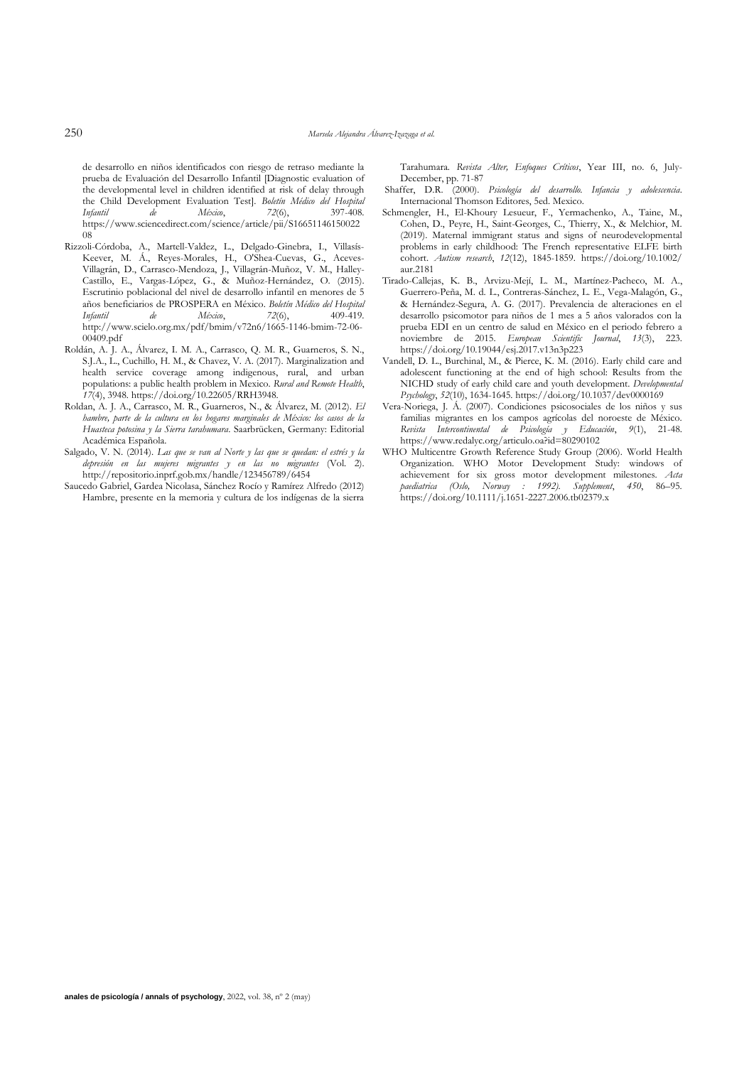de desarrollo en niños identificados con riesgo de retraso mediante la prueba de Evaluación del Desarrollo Infantil [Diagnostic evaluation of the developmental level in children identified at risk of delay through the Child Development Evaluation Test]. *Boletín Médico del Hospital Infantil de México*, *72*(6), 397-408. https://www.sciencedirect.com/science/article/pii/S1665114615002208

Rizzoli-Córdoba, A., Martell-Valdez, L., Delgado-Ginebra, I., Villasís-Keever, M. Á., Reyes-Morales, H., O'Shea-Cuevas, G., Aceves-Villagrán, D., Carrasco-Mendoza, J., Villagrán-Muñoz, V. M., Halley-Castillo, E., Vargas-López, G., & Muñoz-Hernández, O. (2015). Escrutinio poblacional del nivel de desarrollo infantil en menores de 5 años beneficiarios de PROSPERA en México. *Boletín Médico del Hospital Infantil de México*, *72*(6), 409-419. http://www.scielo.org.mx/pdf/bmim/v72n6/1665-1146-bmim-72-06-00409.pdf

Roldán, A. J. A., Álvarez, I. M. A., Carrasco, Q. M. R., Guarneros, S. N., S.J.A., L., Cuchillo, H. M., & Chavez, V. A. (2017). Marginalization and health service coverage among indigenous, rural, and urban populations: a public health problem in Mexico. *Rural and Remote Health*, *17*(4), 3948. https://doi.org/10.22605/RRH3948.

Roldan, A. J. A., Carrasco, M. R., Guarneros, N., & Álvarez, M. (2012). *El hambre, parte de la cultura en los hogares marginales de México: los casos de la Huasteca potosina y la Sierra tarahumara*. Saarbrücken, Germany: Editorial Académica Española.

Salgado, V. N. (2014). *Las que se van al Norte y las que se quedan: el estrés y la depresión en las mujeres migrantes y en las no migrantes* (Vol. 2). http://repositorio.inprf.gob.mx/handle/123456789/6454

Saucedo Gabriel, Gardea Nicolasa, Sánchez Rocío y Ramírez Alfredo (2012) Hambre, presente en la memoria y cultura de los indígenas de la sierra Tarahumara. *Revista Alter, Enfoques Críticos*, Year III, no. 6, July-December, pp. 71-87

Shaffer, D.R. (2000). *Psicología del desarrollo. Infancia y adolescencia*. Internacional Thomson Editores, 5ed. Mexico.

Schmengler, H., El-Khoury Lesueur, F., Yermachenko, A., Taine, M., Cohen, D., Peyre, H., Saint-Georges, C., Thierry, X., & Melchior, M. (2019). Maternal immigrant status and signs of neurodevelopmental problems in early childhood: The French representative ELFE birth cohort. *Autism research*, *12*(12), 1845-1859. https://doi.org/10.1002/aur.2181

Tirado-Callejas, K. B., Arvizu-Mejí, L. M., Martínez-Pacheco, M. A., Guerrero-Peña, M. d. L., Contreras-Sánchez, L. E., Vega-Malagón, G., & Hernández-Segura, A. G. (2017). Prevalencia de alteraciones en el desarrollo psicomotor para niños de 1 mes a 5 años valorados con la prueba EDI en un centro de salud en México en el periodo febrero a noviembre de 2015. *European Scientific Journal*, *13*(3), 223. https://doi.org/10.19044/esj.2017.v13n3p223

Vandell, D. L., Burchinal, M., & Pierce, K. M. (2016). Early child care and adolescent functioning at the end of high school: Results from the NICHD study of early child care and youth development. *Developmental Psychology*, *52*(10), 1634-1645. https://doi.org/10.1037/dev0000169

Vera-Noriega, J. Á. (2007). Condiciones psicosociales de los niños y sus familias migrantes en los campos agrícolas del noroeste de México. *Revista Intercontinental de Psicología y Educación*, *9*(1), 21-48. https://www.redalyc.org/articulo.oa?id=80290102

WHO Multicentre Growth Reference Study Group (2006). World Health Organization. WHO Motor Development Study: windows of achievement for six gross motor development milestones. *Acta paediatrica (Oslo, Norway : 1992). Supplement*, *450*, 86–95. https://doi.org/10.1111/j.1651-2227.2006.tb02379.x